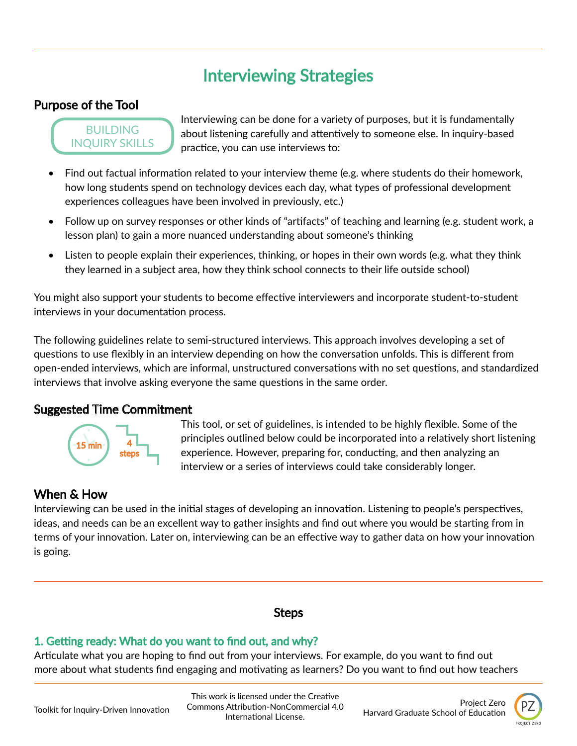# Interviewing Strategies

## Purpose of the Tool

BUILDING INQUIRY SKILLS

Interviewing can be done for a variety of purposes, but it is fundamentally about listening carefully and attentively to someone else. In inquiry-based practice, you can use interviews to:

- Find out factual information related to your interview theme (e.g. where students do their homework, how long students spend on technology devices each day, what types of professional development experiences colleagues have been involved in previously, etc.)
- Follow up on survey responses or other kinds of "artifacts" of teaching and learning (e.g. student work, a lesson plan) to gain a more nuanced understanding about someone's thinking
- Listen to people explain their experiences, thinking, or hopes in their own words (e.g. what they think they learned in a subject area, how they think school connects to their life outside school)

You might also support your students to become effective interviewers and incorporate student-to-student interviews in your documentation process.

The following guidelines relate to semi-structured interviews. This approach involves developing a set of questions to use flexibly in an interview depending on how the conversation unfolds. This is different from open-ended interviews, which are informal, unstructured conversations with no set questions, and standardized interviews that involve asking everyone the same questions in the same order.

## Suggested Time Commitment

15 min | 4 steps

This tool, or set of guidelines, is intended to be highly flexible. Some of the principles outlined below could be incorporated into a relatively short listening experience. However, preparing for, conducting, and then analyzing an interview or a series of interviews could take considerably longer.

## When & How

Interviewing can be used in the initial stages of developing an innovation. Listening to people's perspectives, ideas, and needs can be an excellent way to gather insights and find out where you would be starting from in terms of your innovation. Later on, interviewing can be an effective way to gather data on how your innovation is going.

## Steps

### 1. Getting ready: What do you want to find out, and why?

Articulate what you are hoping to find out from your interviews. For example, do you want to find out more about what students find engaging and motivating as learners? Do you want to find out how teachers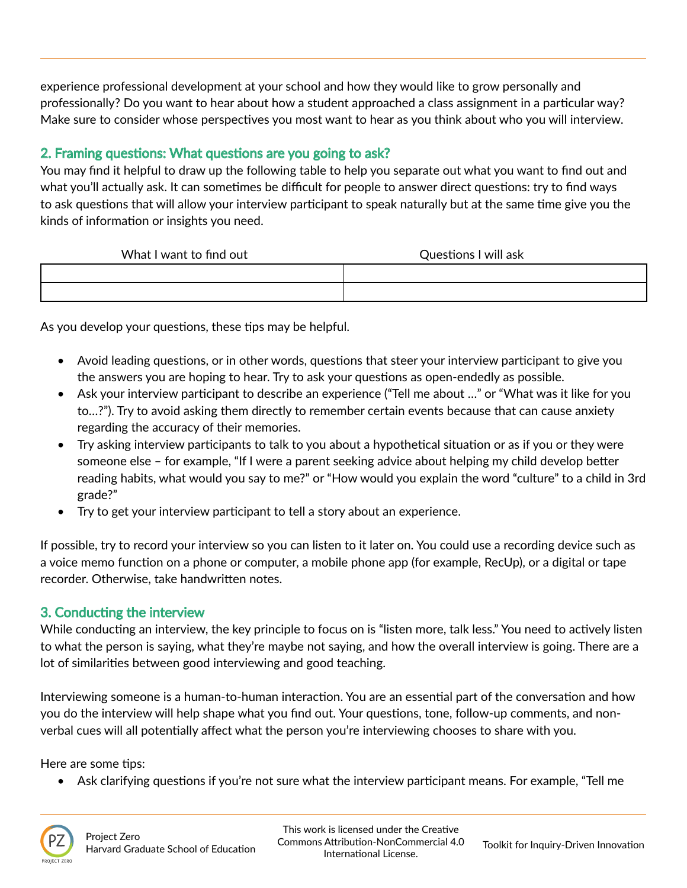experience professional development at your school and how they would like to grow personally and professionally? Do you want to hear about how a student approached a class assignment in a particular way? Make sure to consider whose perspectives you most want to hear as you think about who you will interview.

## 2. Framing questions: What questions are you going to ask?

You may find it helpful to draw up the following table to help you separate out what you want to find out and what you'll actually ask. It can sometimes be difficult for people to answer direct questions: try to find ways to ask questions that will allow your interview participant to speak naturally but at the same time give you the kinds of information or insights you need.

| What I want to find out | Questions I will ask |
| --- | --- |
| | |
| | |

As you develop your questions, these tips may be helpful.

- Avoid leading questions, or in other words, questions that steer your interview participant to give you the answers you are hoping to hear. Try to ask your questions as open-endedly as possible.
- Ask your interview participant to describe an experience ("Tell me about …" or "What was it like for you to…?"). Try to avoid asking them directly to remember certain events because that can cause anxiety regarding the accuracy of their memories.
- Try asking interview participants to talk to you about a hypothetical situation or as if you or they were someone else – for example, "If I were a parent seeking advice about helping my child develop better reading habits, what would you say to me?" or "How would you explain the word "culture" to a child in 3rd grade?"
- Try to get your interview participant to tell a story about an experience.

If possible, try to record your interview so you can listen to it later on. You could use a recording device such as a voice memo function on a phone or computer, a mobile phone app (for example, RecUp), or a digital or tape recorder. Otherwise, take handwritten notes.

## 3. Conducting the interview

While conducting an interview, the key principle to focus on is "listen more, talk less." You need to actively listen to what the person is saying, what they're maybe not saying, and how the overall interview is going. There are a lot of similarities between good interviewing and good teaching.

Interviewing someone is a human-to-human interaction. You are an essential part of the conversation and how you do the interview will help shape what you find out. Your questions, tone, follow-up comments, and non-verbal cues will all potentially affect what the person you're interviewing chooses to share with you.

Here are some tips:

- Ask clarifying questions if you're not sure what the interview participant means. For example, "Tell me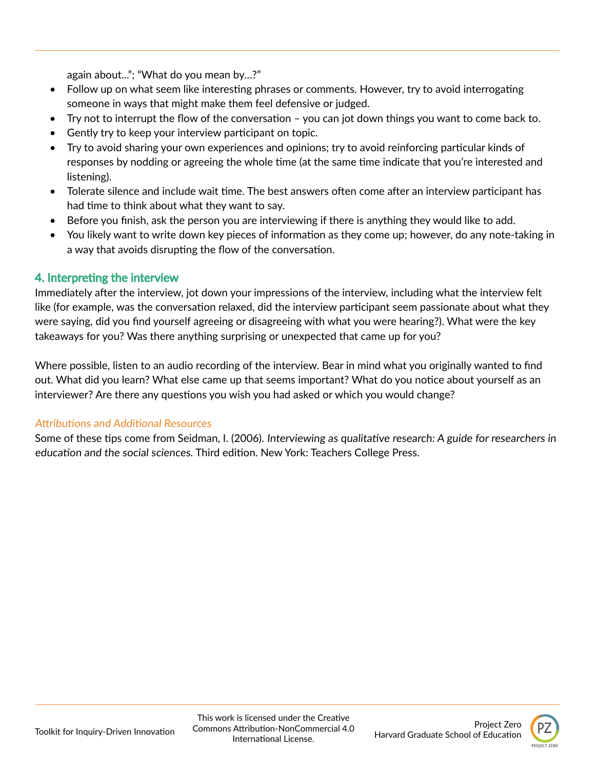again about…"; "What do you mean by…?"

- Follow up on what seem like interesting phrases or comments. However, try to avoid interrogating someone in ways that might make them feel defensive or judged.
- Try not to interrupt the flow of the conversation – you can jot down things you want to come back to.
- Gently try to keep your interview participant on topic.
- Try to avoid sharing your own experiences and opinions; try to avoid reinforcing particular kinds of responses by nodding or agreeing the whole time (at the same time indicate that you're interested and listening).
- Tolerate silence and include wait time. The best answers often come after an interview participant has had time to think about what they want to say.
- Before you finish, ask the person you are interviewing if there is anything they would like to add.
- You likely want to write down key pieces of information as they come up; however, do any note-taking in a way that avoids disrupting the flow of the conversation.

## 4. Interpreting the interview

Immediately after the interview, jot down your impressions of the interview, including what the interview felt like (for example, was the conversation relaxed, did the interview participant seem passionate about what they were saying, did you find yourself agreeing or disagreeing with what you were hearing?). What were the key takeaways for you? Was there anything surprising or unexpected that came up for you?

Where possible, listen to an audio recording of the interview. Bear in mind what you originally wanted to find out. What did you learn? What else came up that seems important? What do you notice about yourself as an interviewer? Are there any questions you wish you had asked or which you would change?

*Attributions and Additional Resources*

Some of these tips come from Seidman, I. (2006). *Interviewing as qualitative research: A guide for researchers in education and the social sciences.* Third edition. New York: Teachers College Press.